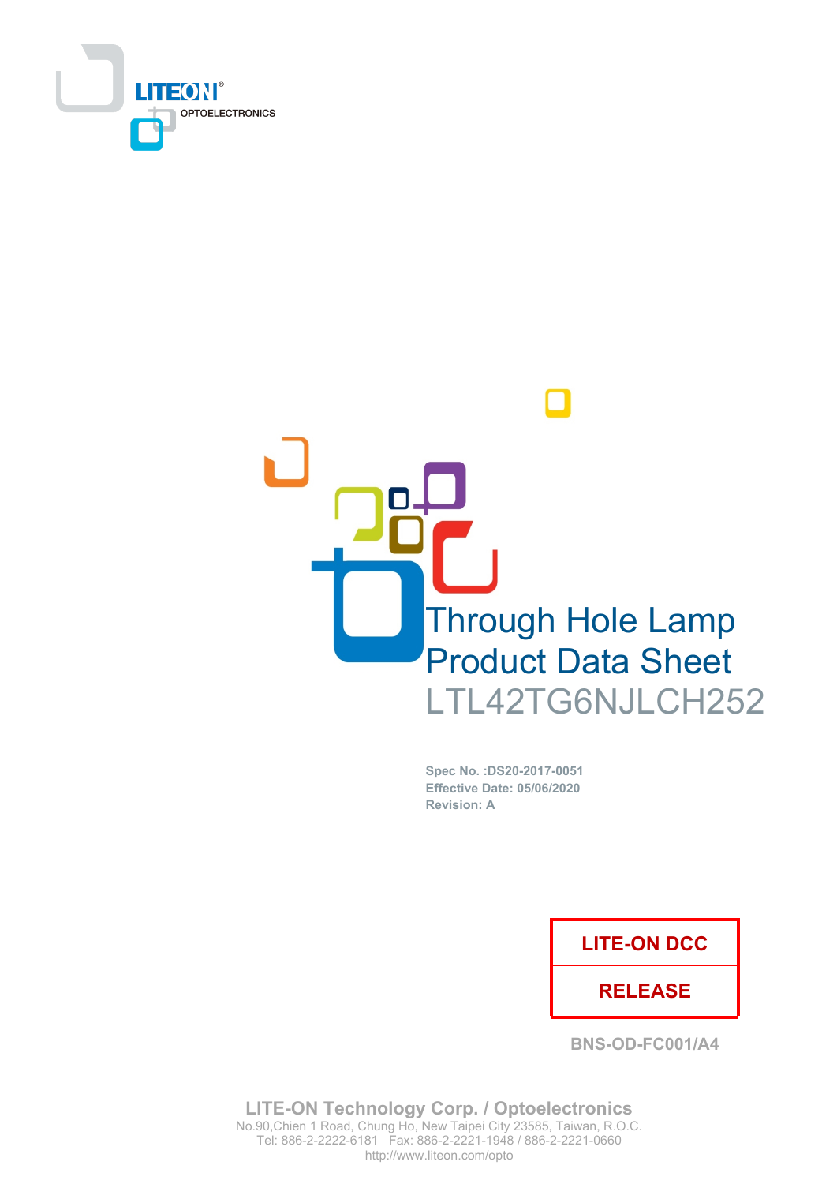LITEON OPTOELECTRONICS

# Through Hole Lamp Product Data Sheet

## LTL42TG6NJLCH252

**Spec No. :DS20-2017-0051**
**Effective Date: 05/06/2020**
**Revision: A**

| LITE-ON DCC |
| --- |
| RELEASE |

BNS-OD-FC001/A4

**LITE-ON Technology Corp. / Optoelectronics**
No.90,Chien 1 Road, Chung Ho, New Taipei City 23585, Taiwan, R.O.C.
Tel: 886-2-2222-6181 Fax: 886-2-2221-1948 / 886-2-2221-0660
http://www.liteon.com/opto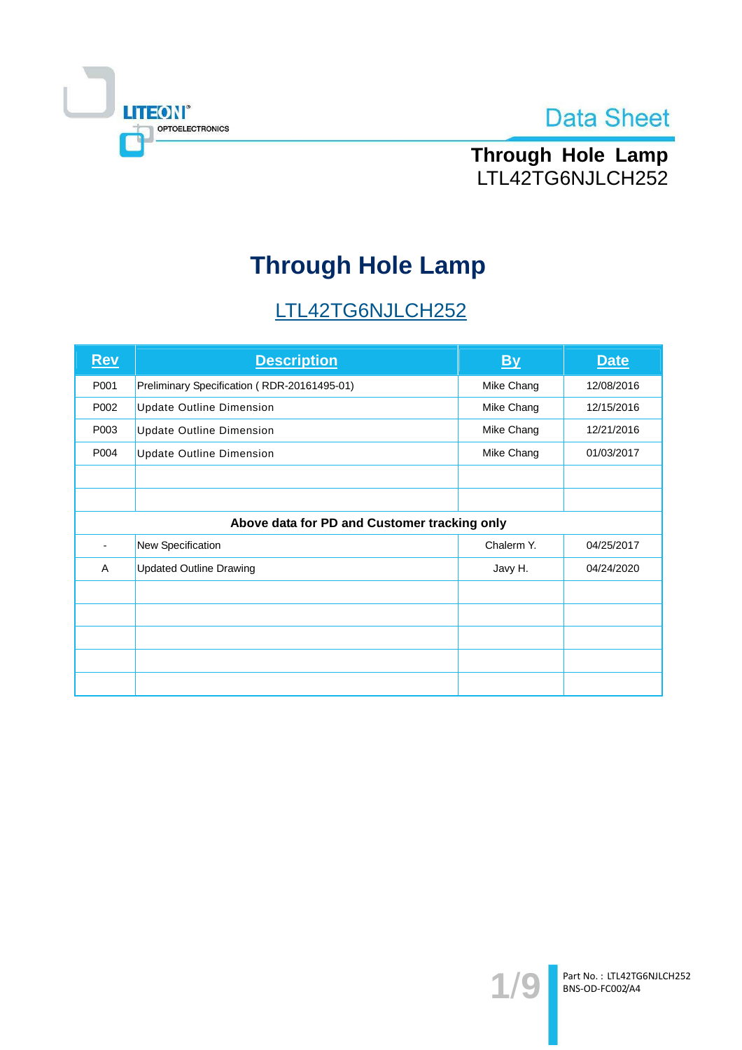# Through Hole Lamp

## LTL42TG6NJLCH252

| Rev | Description | By | Date |
|---|---|---|---|
| P001 | Preliminary Specification ( RDR-20161495-01) | Mike Chang | 12/08/2016 |
| P002 | Update Outline Dimension | Mike Chang | 12/15/2016 |
| P003 | Update Outline Dimension | Mike Chang | 12/21/2016 |
| P004 | Update Outline Dimension | Mike Chang | 01/03/2017 |
| | | | |
| | | | |
| **Above data for PD and Customer tracking only** | | | |
| - | New Specification | Chalerm Y. | 04/25/2017 |
| A | Updated Outline Drawing | Javy H. | 04/24/2020 |
| | | | |
| | | | |
| | | | |
| | | | |
| | | | |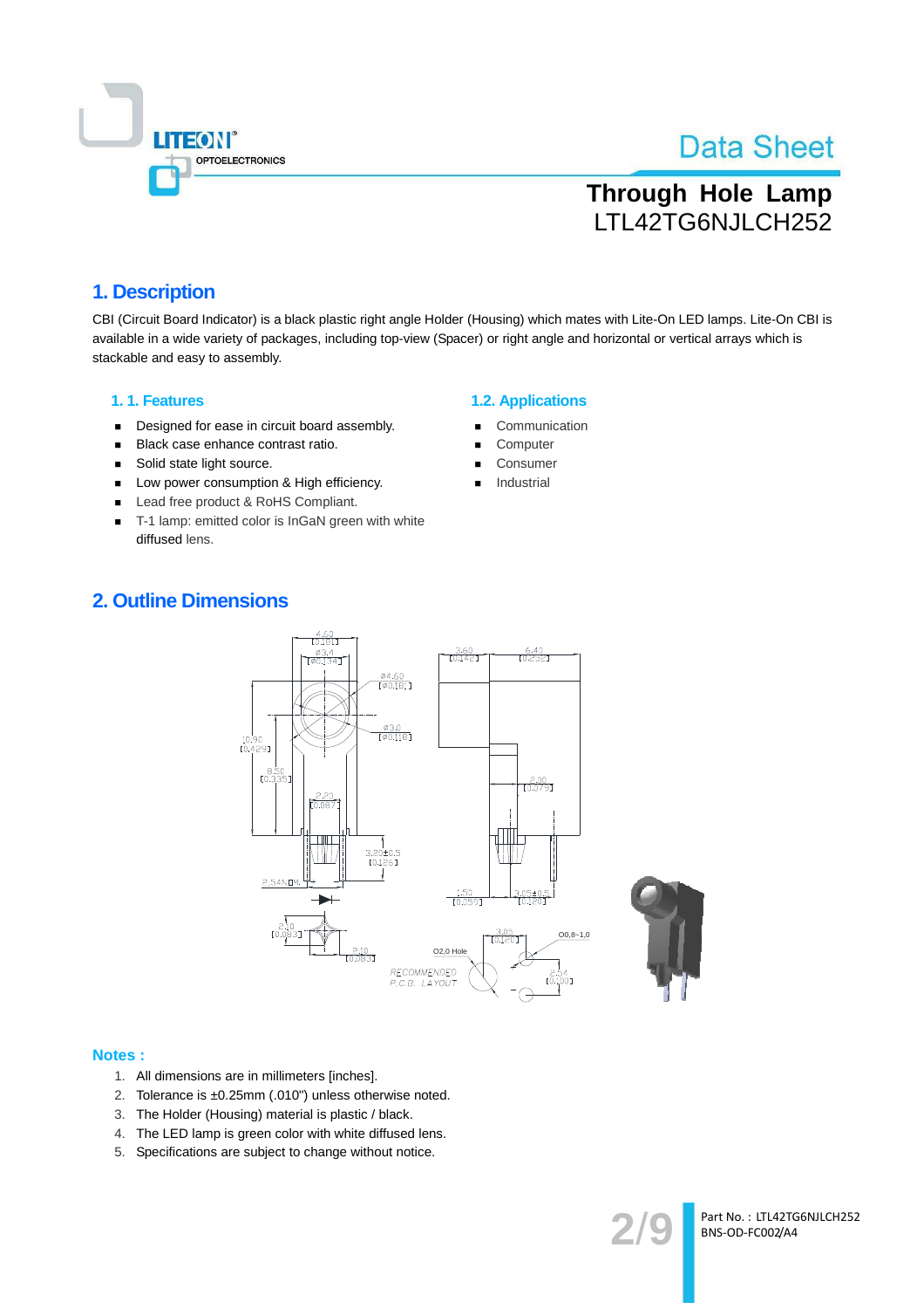# 1. Description

CBI (Circuit Board Indicator) is a black plastic right angle Holder (Housing) which mates with Lite-On LED lamps. Lite-On CBI is available in a wide variety of packages, including top-view (Spacer) or right angle and horizontal or vertical arrays which is stackable and easy to assembly.

## 1. 1. Features

- Designed for ease in circuit board assembly.
- Black case enhance contrast ratio.
- Solid state light source.
- Low power consumption & High efficiency.
- Lead free product & RoHS Compliant.
- T-1 lamp: emitted color is InGaN green with white diffused lens.

## 1.2. Applications

- Communication
- Computer
- Consumer
- Industrial

# 2. Outline Dimensions

## Notes :

1. All dimensions are in millimeters [inches].
2. Tolerance is ±0.25mm (.010") unless otherwise noted.
3. The Holder (Housing) material is plastic / black.
4. The LED lamp is green color with white diffused lens.
5. Specifications are subject to change without notice.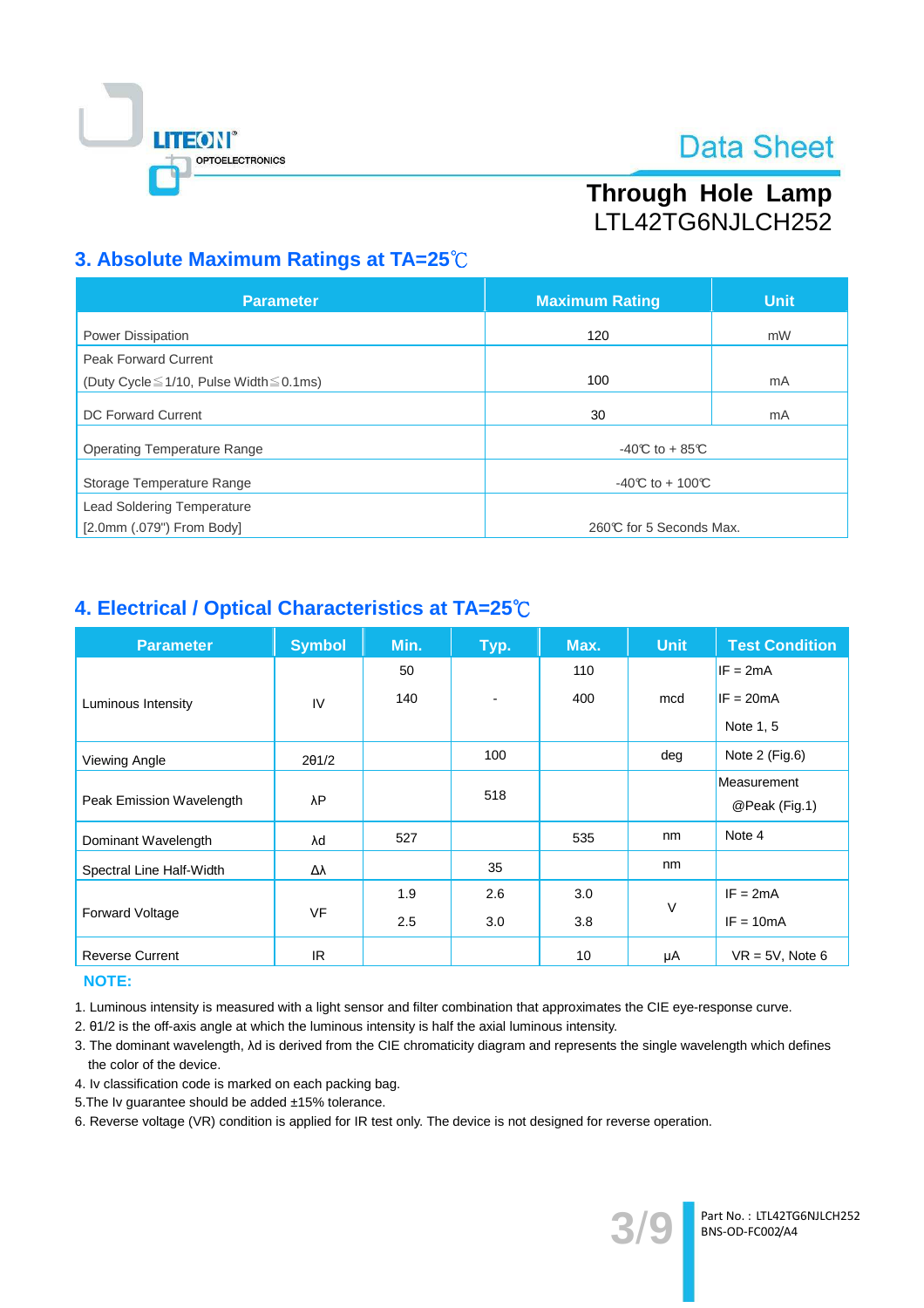## 3. Absolute Maximum Ratings at TA=25℃

| Parameter | Maximum Rating | Unit |
|---|---|---|
| Power Dissipation | 120 | mW |
| Peak Forward Current (Duty Cycle≦1/10, Pulse Width≦0.1ms) | 100 | mA |
| DC Forward Current | 30 | mA |
| Operating Temperature Range | -40℃ to + 85℃ | |
| Storage Temperature Range | -40℃ to + 100℃ | |
| Lead Soldering Temperature [2.0mm (.079") From Body] | 260℃ for 5 Seconds Max. | |

## 4. Electrical / Optical Characteristics at TA=25℃

| Parameter | Symbol | Min. | Typ. | Max. | Unit | Test Condition |
|---|---|---|---|---|---|---|
| Luminous Intensity | IV | 50<br>140 | - | 110<br>400 | mcd | IF = 2mA<br>IF = 20mA<br>Note 1, 5 |
| Viewing Angle | 2θ1/2 | | 100 | | deg | Note 2 (Fig.6) |
| Peak Emission Wavelength | λP | | 518 | | | Measurement @Peak (Fig.1) |
| Dominant Wavelength | λd | 527 | | 535 | nm | Note 4 |
| Spectral Line Half-Width | Δλ | | 35 | | nm | |
| Forward Voltage | VF | 1.9<br>2.5 | 2.6<br>3.0 | 3.0<br>3.8 | V | IF = 2mA<br>IF = 10mA |
| Reverse Current | IR | | | 10 | μA | VR = 5V, Note 6 |

**NOTE:**

1. Luminous intensity is measured with a light sensor and filter combination that approximates the CIE eye-response curve.
2. θ1/2 is the off-axis angle at which the luminous intensity is half the axial luminous intensity.
3. The dominant wavelength, λd is derived from the CIE chromaticity diagram and represents the single wavelength which defines the color of the device.
4. Iv classification code is marked on each packing bag.
5. The Iv guarantee should be added ±15% tolerance.
6. Reverse voltage (VR) condition is applied for IR test only. The device is not designed for reverse operation.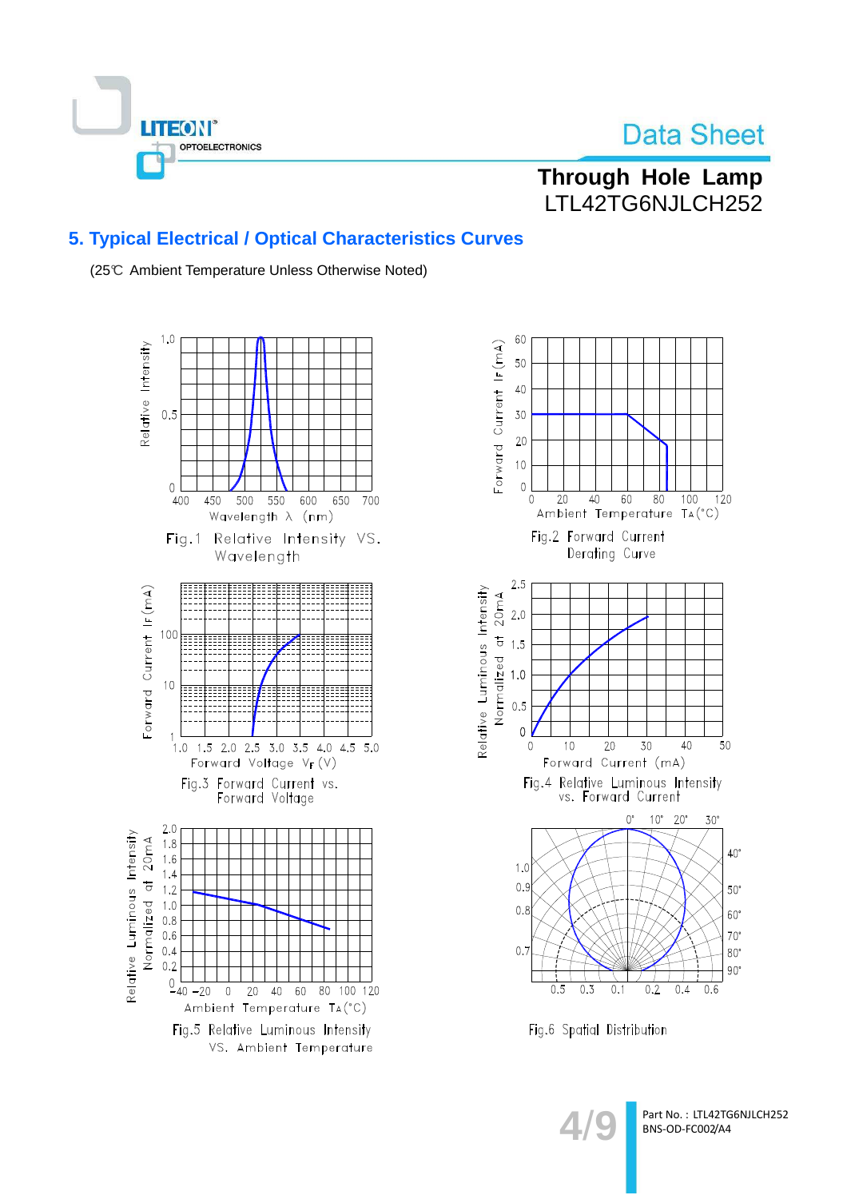## 5. Typical Electrical / Optical Characteristics Curves

(25℃ Ambient Temperature Unless Otherwise Noted)

Fig.1 Relative Intensity VS. Wavelength

Fig.2 Forward Current Derating Curve

Fig.3 Forward Current vs. Forward Voltage

Fig.4 Relative Luminous Intensity vs. Forward Current

Fig.5 Relative Luminous Intensity VS. Ambient Temperature

Fig.6 Spatial Distribution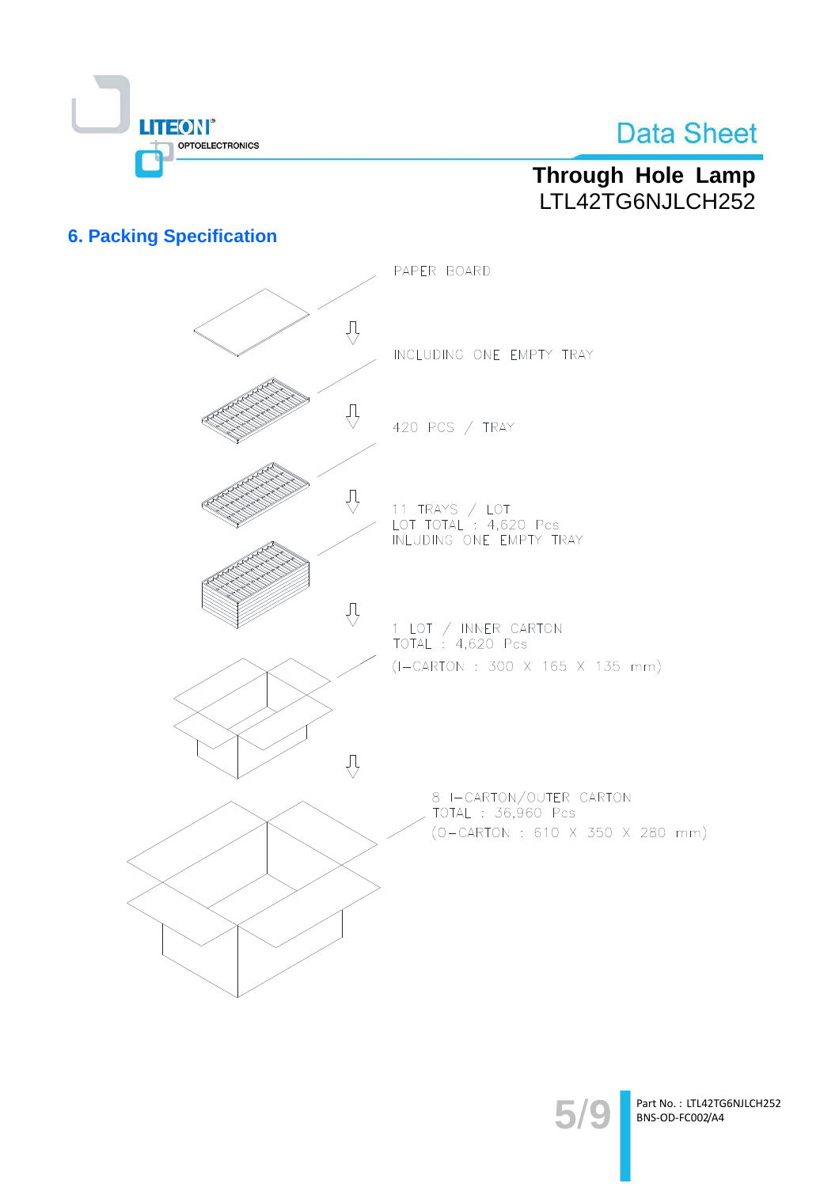## 6. Packing Specification

PAPER BOARD

INCLUDING ONE EMPTY TRAY

420 PCS / TRAY

11 TRAYS / LOT
LOT TOTAL : 4,620 Pcs
INLUDING ONE EMPTY TRAY

1 LOT / INNER CARTON
TOTAL : 4,620 Pcs
(I-CARTON : 300 X 165 X 135 mm)

8 I-CARTON/OUTER CARTON
TOTAL : 36,960 Pcs
(O-CARTON : 610 X 350 X 280 mm)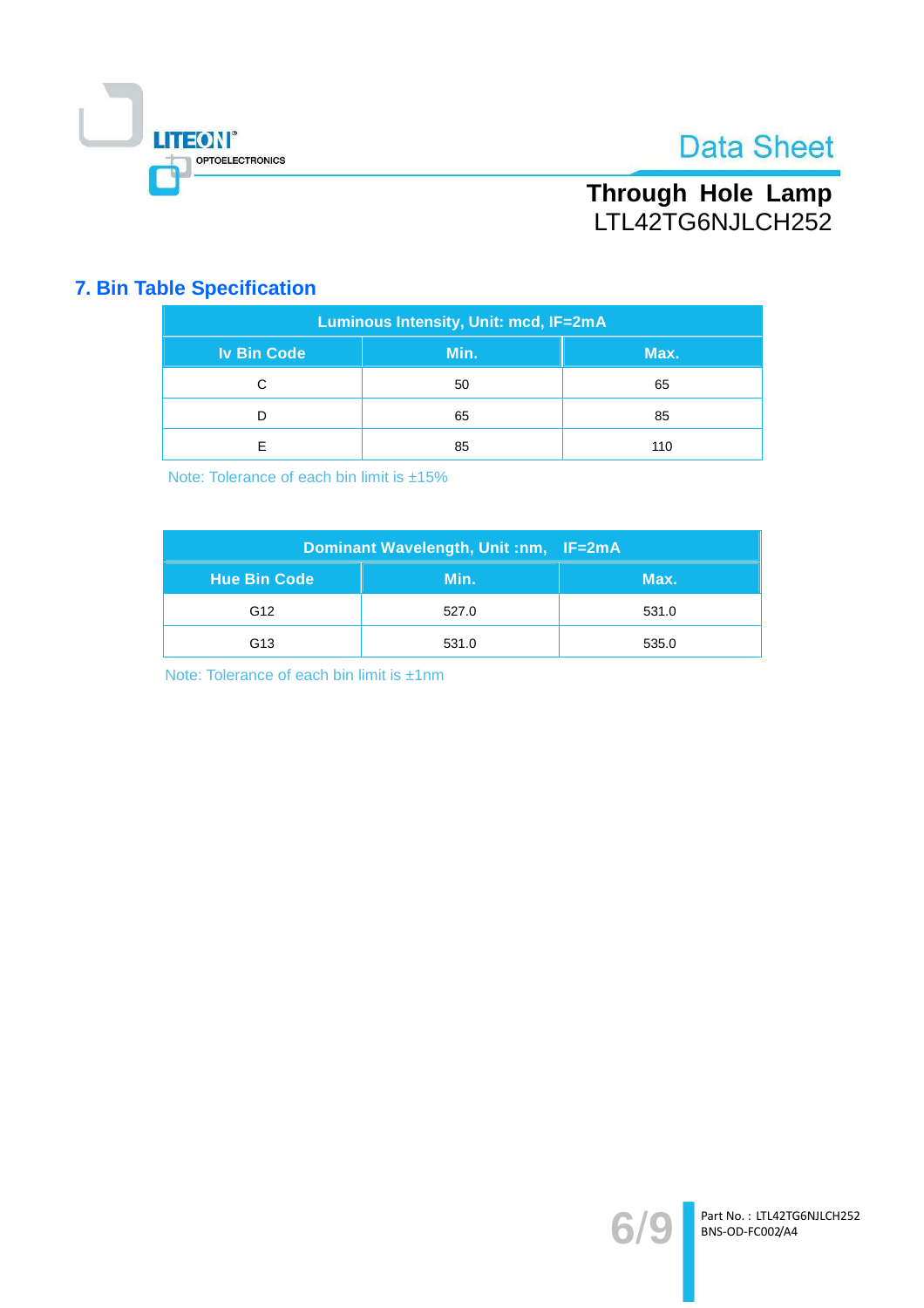## 7. Bin Table Specification

| Luminous Intensity, Unit: mcd, IF=2mA | | |
|---|---|---|
| **Iv Bin Code** | **Min.** | **Max.** |
| C | 50 | 65 |
| D | 65 | 85 |
| E | 85 | 110 |

Note: Tolerance of each bin limit is ±15%

| Dominant Wavelength, Unit :nm, IF=2mA | | |
|---|---|---|
| **Hue Bin Code** | **Min.** | **Max.** |
| G12 | 527.0 | 531.0 |
| G13 | 531.0 | 535.0 |

Note: Tolerance of each bin limit is ±1nm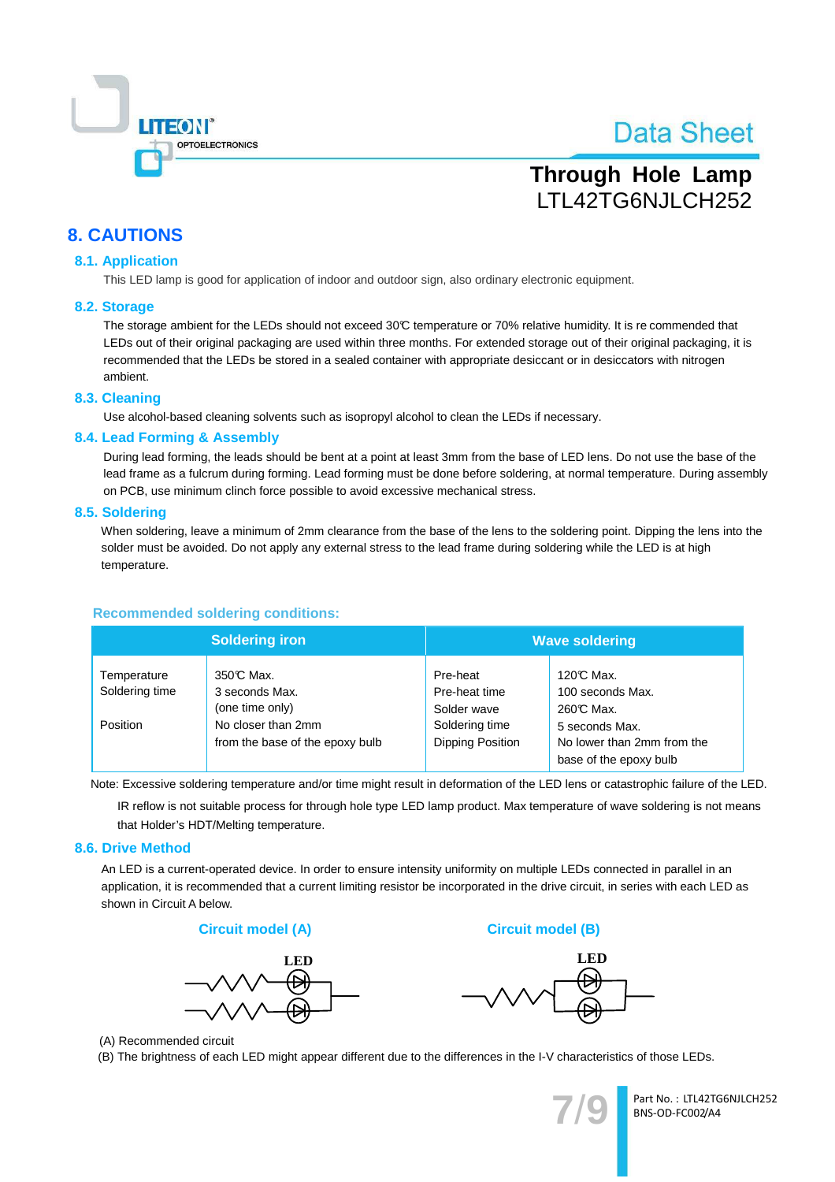## 8. CAUTIONS

### 8.1. Application

This LED lamp is good for application of indoor and outdoor sign, also ordinary electronic equipment.

### 8.2. Storage

The storage ambient for the LEDs should not exceed 30℃ temperature or 70% relative humidity. It is re commended that LEDs out of their original packaging are used within three months. For extended storage out of their original packaging, it is recommended that the LEDs be stored in a sealed container with appropriate desiccant or in desiccators with nitrogen ambient.

### 8.3. Cleaning

Use alcohol-based cleaning solvents such as isopropyl alcohol to clean the LEDs if necessary.

### 8.4. Lead Forming & Assembly

During lead forming, the leads should be bent at a point at least 3mm from the base of LED lens. Do not use the base of the lead frame as a fulcrum during forming. Lead forming must be done before soldering, at normal temperature. During assembly on PCB, use minimum clinch force possible to avoid excessive mechanical stress.

### 8.5. Soldering

When soldering, leave a minimum of 2mm clearance from the base of the lens to the soldering point. Dipping the lens into the solder must be avoided. Do not apply any external stress to the lead frame during soldering while the LED is at high temperature.

**Recommended soldering conditions:**

| Soldering iron | | Wave soldering | |
|---|---|---|---|
| Temperature<br>Soldering time<br><br>Position | 350℃ Max.<br>3 seconds Max.<br>(one time only)<br>No closer than 2mm from the base of the epoxy bulb | Pre-heat<br>Pre-heat time<br>Solder wave<br>Soldering time<br>Dipping Position | 120℃ Max.<br>100 seconds Max.<br>260℃ Max.<br>5 seconds Max.<br>No lower than 2mm from the base of the epoxy bulb |

Note: Excessive soldering temperature and/or time might result in deformation of the LED lens or catastrophic failure of the LED.

IR reflow is not suitable process for through hole type LED lamp product. Max temperature of wave soldering is not means that Holder's HDT/Melting temperature.

### 8.6. Drive Method

An LED is a current-operated device. In order to ensure intensity uniformity on multiple LEDs connected in parallel in an application, it is recommended that a current limiting resistor be incorporated in the drive circuit, in series with each LED as shown in Circuit A below.

**Circuit model (A)** **Circuit model (B)**

(A) Recommended circuit

(B) The brightness of each LED might appear different due to the differences in the I-V characteristics of those LEDs.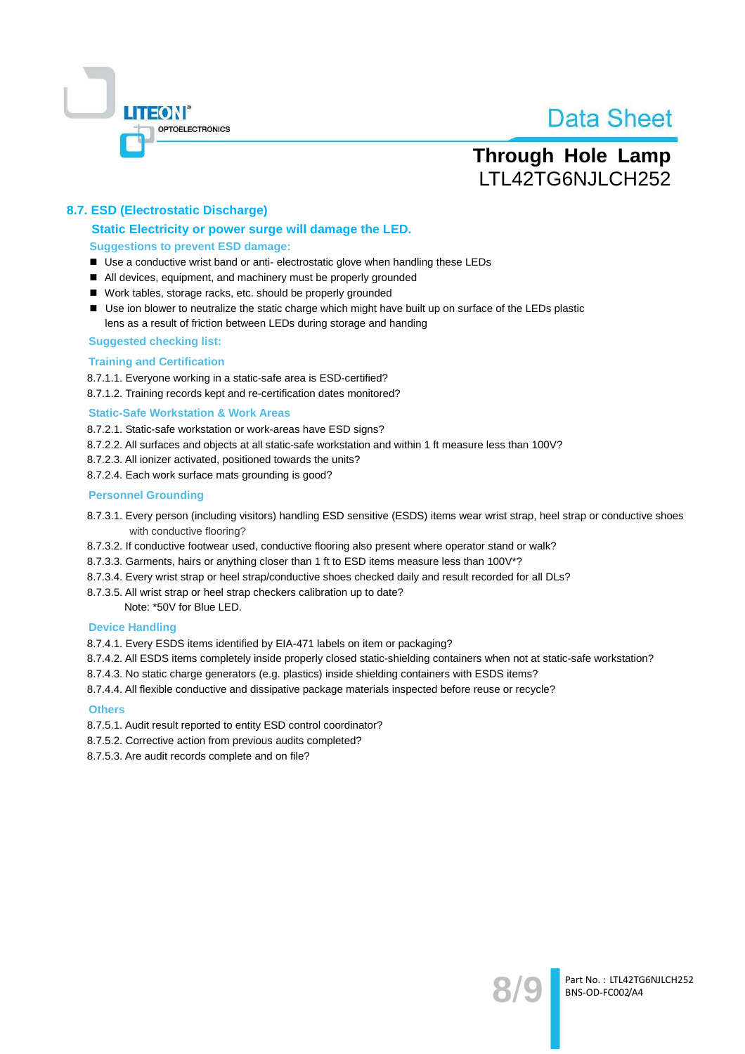## 8.7. ESD (Electrostatic Discharge)

### Static Electricity or power surge will damage the LED.

**Suggestions to prevent ESD damage:**

- Use a conductive wrist band or anti- electrostatic glove when handling these LEDs
- All devices, equipment, and machinery must be properly grounded
- Work tables, storage racks, etc. should be properly grounded
- Use ion blower to neutralize the static charge which might have built up on surface of the LEDs plastic lens as a result of friction between LEDs during storage and handing

**Suggested checking list:**

**Training and Certification**

8.7.1.1. Everyone working in a static-safe area is ESD-certified?
8.7.1.2. Training records kept and re-certification dates monitored?

**Static-Safe Workstation & Work Areas**

8.7.2.1. Static-safe workstation or work-areas have ESD signs?
8.7.2.2. All surfaces and objects at all static-safe workstation and within 1 ft measure less than 100V?
8.7.2.3. All ionizer activated, positioned towards the units?
8.7.2.4. Each work surface mats grounding is good?

**Personnel Grounding**

8.7.3.1. Every person (including visitors) handling ESD sensitive (ESDS) items wear wrist strap, heel strap or conductive shoes with conductive flooring?
8.7.3.2. If conductive footwear used, conductive flooring also present where operator stand or walk?
8.7.3.3. Garments, hairs or anything closer than 1 ft to ESD items measure less than 100V*?
8.7.3.4. Every wrist strap or heel strap/conductive shoes checked daily and result recorded for all DLs?
8.7.3.5. All wrist strap or heel strap checkers calibration up to date?
Note: *50V for Blue LED.

**Device Handling**

8.7.4.1. Every ESDS items identified by EIA-471 labels on item or packaging?
8.7.4.2. All ESDS items completely inside properly closed static-shielding containers when not at static-safe workstation?
8.7.4.3. No static charge generators (e.g. plastics) inside shielding containers with ESDS items?
8.7.4.4. All flexible conductive and dissipative package materials inspected before reuse or recycle?

**Others**

8.7.5.1. Audit result reported to entity ESD control coordinator?
8.7.5.2. Corrective action from previous audits completed?
8.7.5.3. Are audit records complete and on file?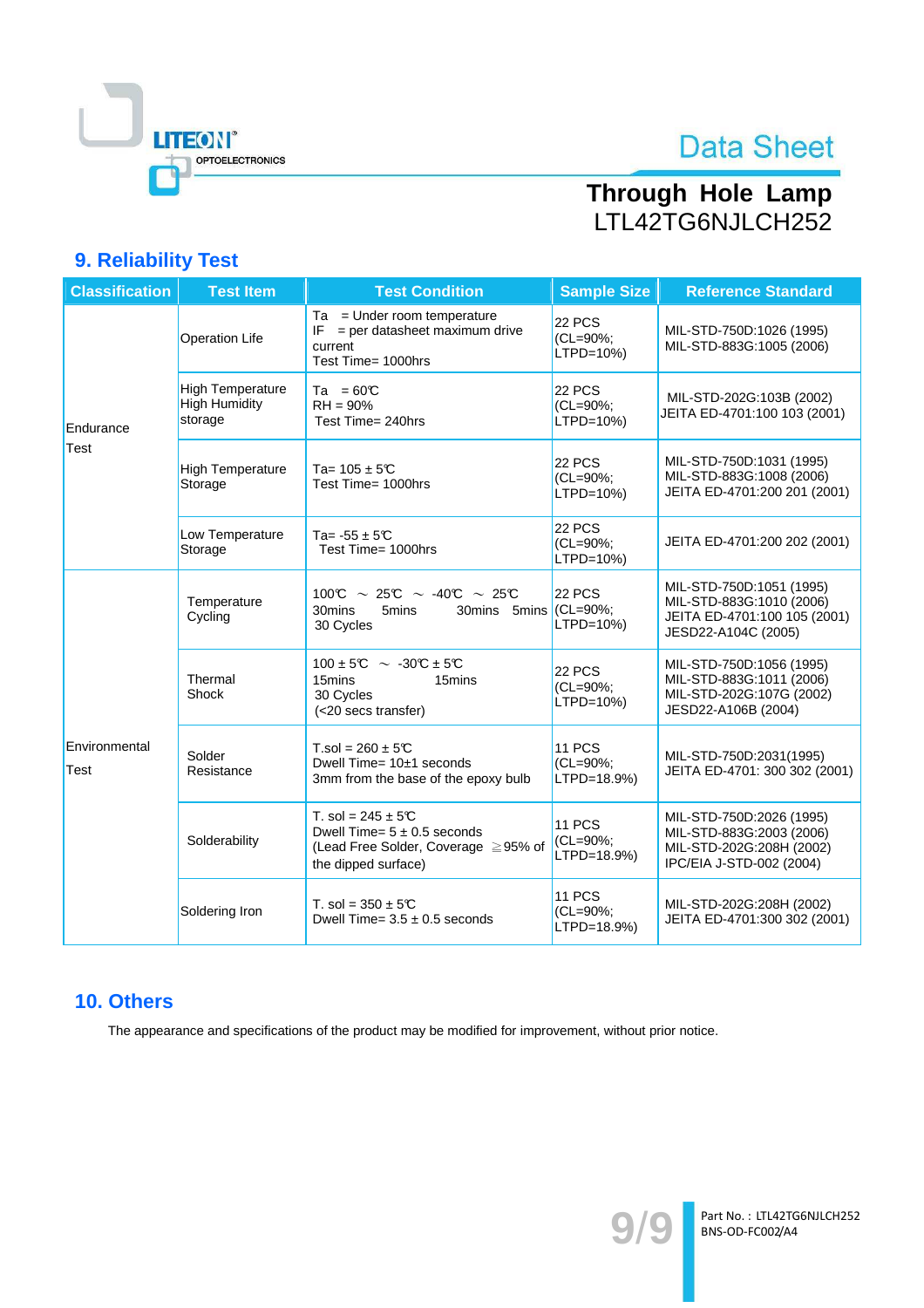## 9. Reliability Test

| Classification | Test Item | Test Condition | Sample Size | Reference Standard |
|---|---|---|---|---|
| Endurance Test | Operation Life | Ta = Under room temperature<br>IF = per datasheet maximum drive current<br>Test Time= 1000hrs | 22 PCS (CL=90%; LTPD=10%) | MIL-STD-750D:1026 (1995)<br>MIL-STD-883G:1005 (2006) |
| | High Temperature High Humidity storage | Ta = 60℃<br>RH = 90%<br>Test Time= 240hrs | 22 PCS (CL=90%; LTPD=10%) | MIL-STD-202G:103B (2002)<br>JEITA ED-4701:100 103 (2001) |
| | High Temperature Storage | Ta= 105 ± 5℃<br>Test Time= 1000hrs | 22 PCS (CL=90%; LTPD=10%) | MIL-STD-750D:1031 (1995)<br>MIL-STD-883G:1008 (2006)<br>JEITA ED-4701:200 201 (2001) |
| | Low Temperature Storage | Ta= -55 ± 5℃<br>Test Time= 1000hrs | 22 PCS (CL=90%; LTPD=10%) | JEITA ED-4701:200 202 (2001) |
| Environmental Test | Temperature Cycling | 100℃ ～ 25℃ ～ -40℃ ～ 25℃<br>30mins 5mins 30mins 5mins<br>30 Cycles | 22 PCS (CL=90%; LTPD=10%) | MIL-STD-750D:1051 (1995)<br>MIL-STD-883G:1010 (2006)<br>JEITA ED-4701:100 105 (2001)<br>JESD22-A104C (2005) |
| | Thermal Shock | 100 ± 5℃ ～ -30℃ ± 5℃<br>15mins 15mins<br>30 Cycles<br>(<20 secs transfer) | 22 PCS (CL=90%; LTPD=10%) | MIL-STD-750D:1056 (1995)<br>MIL-STD-883G:1011 (2006)<br>MIL-STD-202G:107G (2002)<br>JESD22-A106B (2004) |
| | Solder Resistance | T.sol = 260 ± 5℃<br>Dwell Time= 10±1 seconds<br>3mm from the base of the epoxy bulb | 11 PCS (CL=90%; LTPD=18.9%) | MIL-STD-750D:2031(1995)<br>JEITA ED-4701: 300 302 (2001) |
| | Solderability | T. sol = 245 ± 5℃<br>Dwell Time= 5 ± 0.5 seconds<br>(Lead Free Solder, Coverage ≧95% of the dipped surface) | 11 PCS (CL=90%; LTPD=18.9%) | MIL-STD-750D:2026 (1995)<br>MIL-STD-883G:2003 (2006)<br>MIL-STD-202G:208H (2002)<br>IPC/EIA J-STD-002 (2004) |
| | Soldering Iron | T. sol = 350 ± 5℃<br>Dwell Time= 3.5 ± 0.5 seconds | 11 PCS (CL=90%; LTPD=18.9%) | MIL-STD-202G:208H (2002)<br>JEITA ED-4701:300 302 (2001) |

## 10. Others

The appearance and specifications of the product may be modified for improvement, without prior notice.